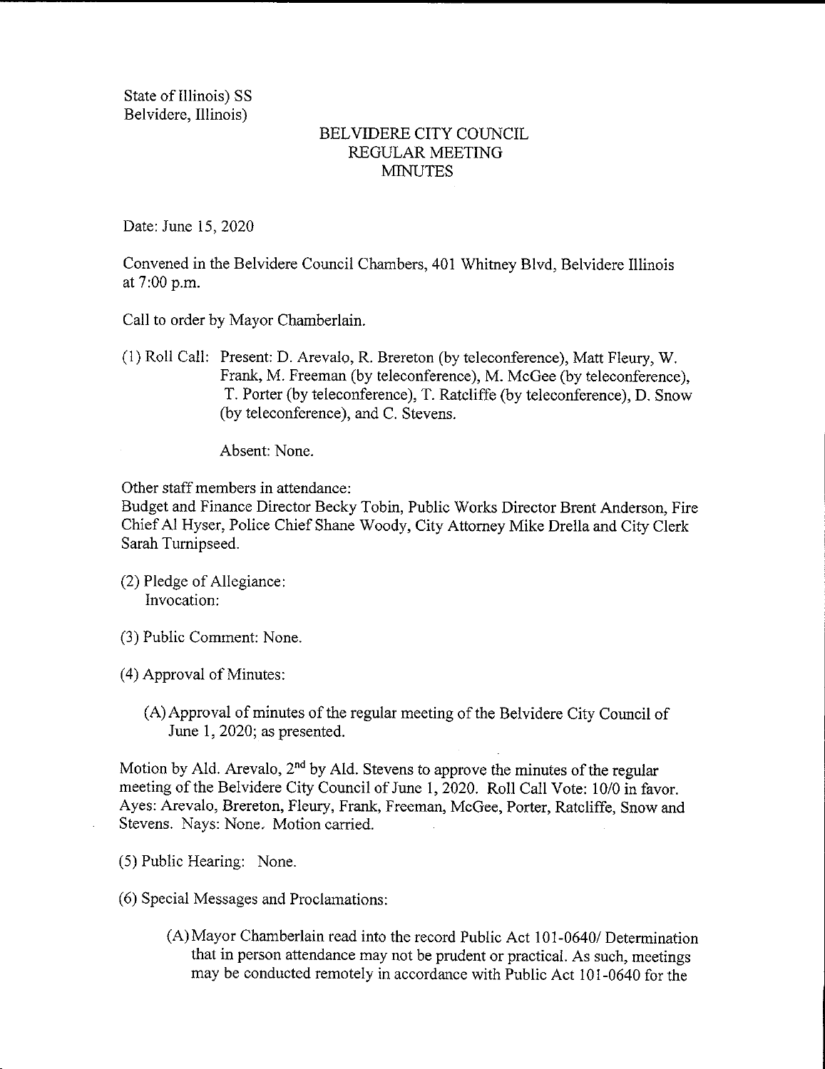State of Illinois) SS
Belvidere, Illinois)

# BELVIDERE CITY COUNCIL
## REGULAR MEETING
## MINUTES

Date: June 15, 2020

Convened in the Belvidere Council Chambers, 401 Whitney Blvd, Belvidere Illinois at 7:00 p.m.

Call to order by Mayor Chamberlain.

(1) Roll Call: Present: D. Arevalo, R. Brereton (by teleconference), Matt Fleury, W. Frank, M. Freeman (by teleconference), M. McGee (by teleconference), T. Porter (by teleconference), T. Ratcliffe (by teleconference), D. Snow (by teleconference), and C. Stevens.

Absent: None.

Other staff members in attendance:
Budget and Finance Director Becky Tobin, Public Works Director Brent Anderson, Fire Chief Al Hyser, Police Chief Shane Woody, City Attorney Mike Drella and City Clerk Sarah Turnipseed.

(2) Pledge of Allegiance:
Invocation:

(3) Public Comment: None.

(4) Approval of Minutes:

(A) Approval of minutes of the regular meeting of the Belvidere City Council of June 1, 2020; as presented.

Motion by Ald. Arevalo, 2nd by Ald. Stevens to approve the minutes of the regular meeting of the Belvidere City Council of June 1, 2020. Roll Call Vote: 10/0 in favor. Ayes: Arevalo, Brereton, Fleury, Frank, Freeman, McGee, Porter, Ratcliffe, Snow and Stevens. Nays: None. Motion carried.

(5) Public Hearing: None.

(6) Special Messages and Proclamations:

(A) Mayor Chamberlain read into the record Public Act 101-0640/ Determination that in person attendance may not be prudent or practical. As such, meetings may be conducted remotely in accordance with Public Act 101-0640 for the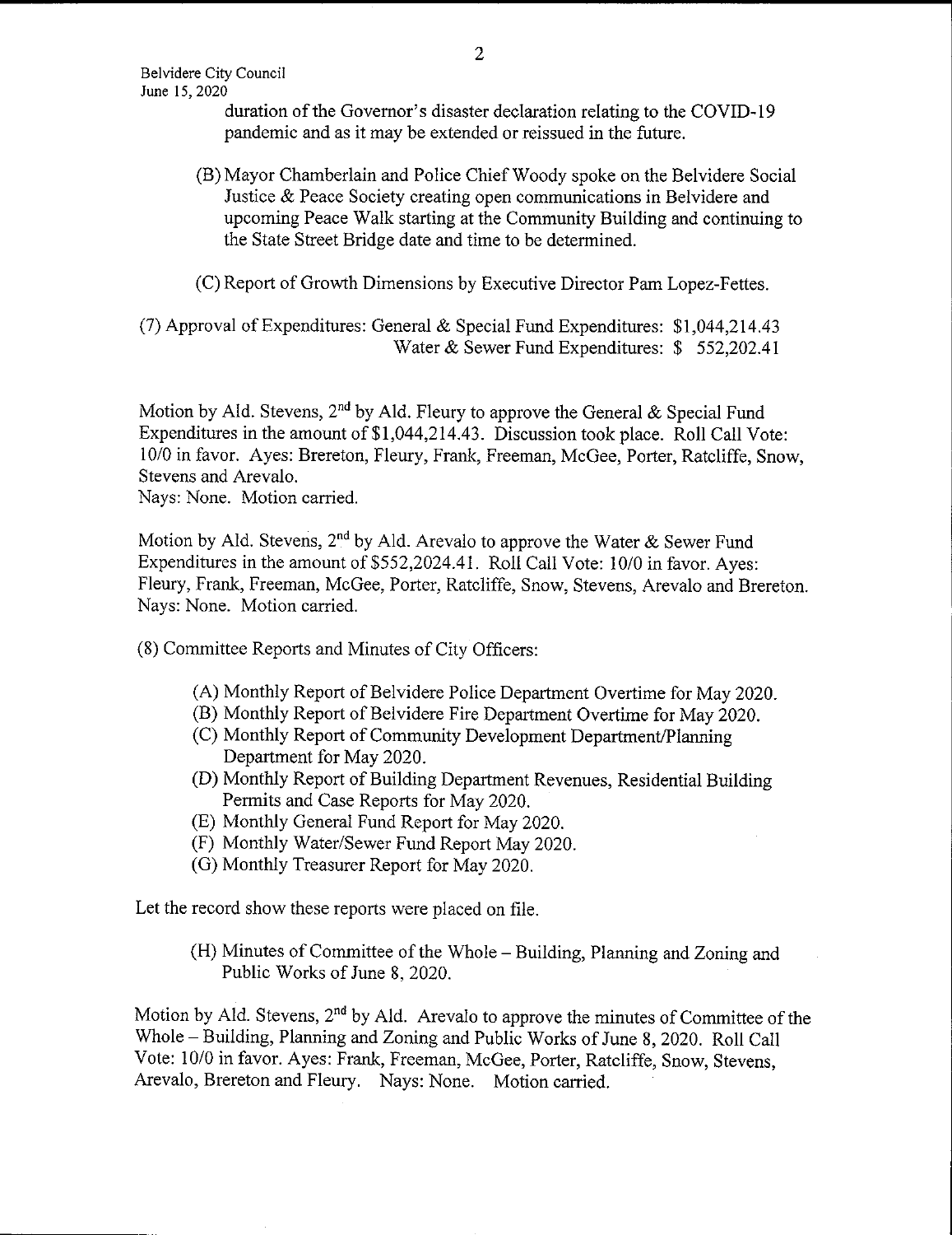duration of the Governor's disaster declaration relating to the COVID-19 pandemic and as it may be extended or reissued in the future.

(B) Mayor Chamberlain and Police Chief Woody spoke on the Belvidere Social Justice & Peace Society creating open communications in Belvidere and upcoming Peace Walk starting at the Community Building and continuing to the State Street Bridge date and time to be determined.

(C) Report of Growth Dimensions by Executive Director Pam Lopez-Fettes.

(7) Approval of Expenditures: General & Special Fund Expenditures: $1,044,214.43
Water & Sewer Fund Expenditures: $ 552,202.41

Motion by Ald. Stevens, 2nd by Ald. Fleury to approve the General & Special Fund Expenditures in the amount of $1,044,214.43. Discussion took place. Roll Call Vote: 10/0 in favor. Ayes: Brereton, Fleury, Frank, Freeman, McGee, Porter, Ratcliffe, Snow, Stevens and Arevalo.
Nays: None. Motion carried.

Motion by Ald. Stevens, 2nd by Ald. Arevalo to approve the Water & Sewer Fund Expenditures in the amount of $552,2024.41. Roll Call Vote: 10/0 in favor. Ayes: Fleury, Frank, Freeman, McGee, Porter, Ratcliffe, Snow, Stevens, Arevalo and Brereton. Nays: None. Motion carried.

(8) Committee Reports and Minutes of City Officers:

(A) Monthly Report of Belvidere Police Department Overtime for May 2020.
(B) Monthly Report of Belvidere Fire Department Overtime for May 2020.
(C) Monthly Report of Community Development Department/Planning Department for May 2020.
(D) Monthly Report of Building Department Revenues, Residential Building Permits and Case Reports for May 2020.
(E) Monthly General Fund Report for May 2020.
(F) Monthly Water/Sewer Fund Report May 2020.
(G) Monthly Treasurer Report for May 2020.

Let the record show these reports were placed on file.

(H) Minutes of Committee of the Whole – Building, Planning and Zoning and Public Works of June 8, 2020.

Motion by Ald. Stevens, 2nd by Ald. Arevalo to approve the minutes of Committee of the Whole – Building, Planning and Zoning and Public Works of June 8, 2020. Roll Call Vote: 10/0 in favor. Ayes: Frank, Freeman, McGee, Porter, Ratcliffe, Snow, Stevens, Arevalo, Brereton and Fleury. Nays: None. Motion carried.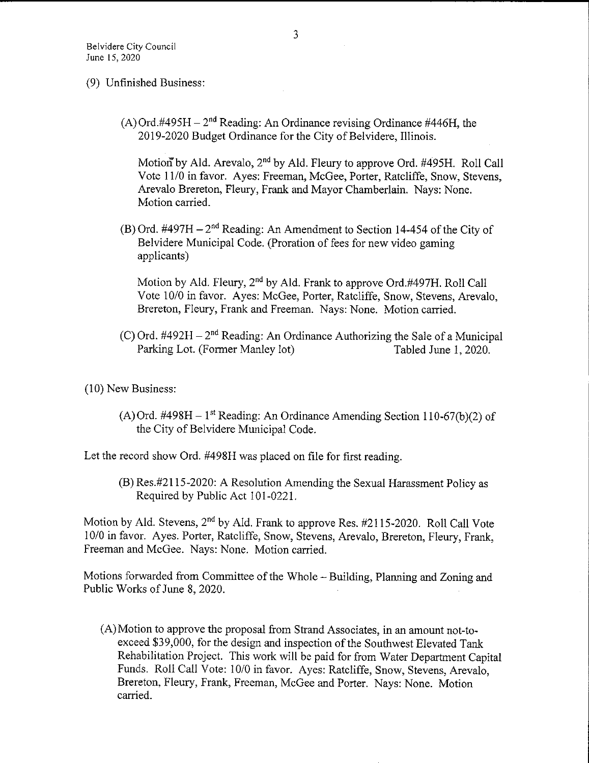(9) Unfinished Business:

(A) Ord.#495H – 2nd Reading: An Ordinance revising Ordinance #446H, the 2019-2020 Budget Ordinance for the City of Belvidere, Illinois.

Motion by Ald. Arevalo, 2nd by Ald. Fleury to approve Ord. #495H. Roll Call Vote 11/0 in favor. Ayes: Freeman, McGee, Porter, Ratcliffe, Snow, Stevens, Arevalo Brereton, Fleury, Frank and Mayor Chamberlain. Nays: None. Motion carried.

(B) Ord. #497H – 2nd Reading: An Amendment to Section 14-454 of the City of Belvidere Municipal Code. (Proration of fees for new video gaming applicants)

Motion by Ald. Fleury, 2nd by Ald. Frank to approve Ord.#497H. Roll Call Vote 10/0 in favor. Ayes: McGee, Porter, Ratcliffe, Snow, Stevens, Arevalo, Brereton, Fleury, Frank and Freeman. Nays: None. Motion carried.

(C) Ord. #492H – 2nd Reading: An Ordinance Authorizing the Sale of a Municipal Parking Lot. (Former Manley lot) Tabled June 1, 2020.

(10) New Business:

(A) Ord. #498H – 1st Reading: An Ordinance Amending Section 110-67(b)(2) of the City of Belvidere Municipal Code.

Let the record show Ord. #498H was placed on file for first reading.

(B) Res.#2115-2020: A Resolution Amending the Sexual Harassment Policy as Required by Public Act 101-0221.

Motion by Ald. Stevens, 2nd by Ald. Frank to approve Res. #2115-2020. Roll Call Vote 10/0 in favor. Ayes. Porter, Ratcliffe, Snow, Stevens, Arevalo, Brereton, Fleury, Frank, Freeman and McGee. Nays: None. Motion carried.

Motions forwarded from Committee of the Whole – Building, Planning and Zoning and Public Works of June 8, 2020.

(A) Motion to approve the proposal from Strand Associates, in an amount not-to-exceed $39,000, for the design and inspection of the Southwest Elevated Tank Rehabilitation Project. This work will be paid for from Water Department Capital Funds. Roll Call Vote: 10/0 in favor. Ayes: Ratcliffe, Snow, Stevens, Arevalo, Brereton, Fleury, Frank, Freeman, McGee and Porter. Nays: None. Motion carried.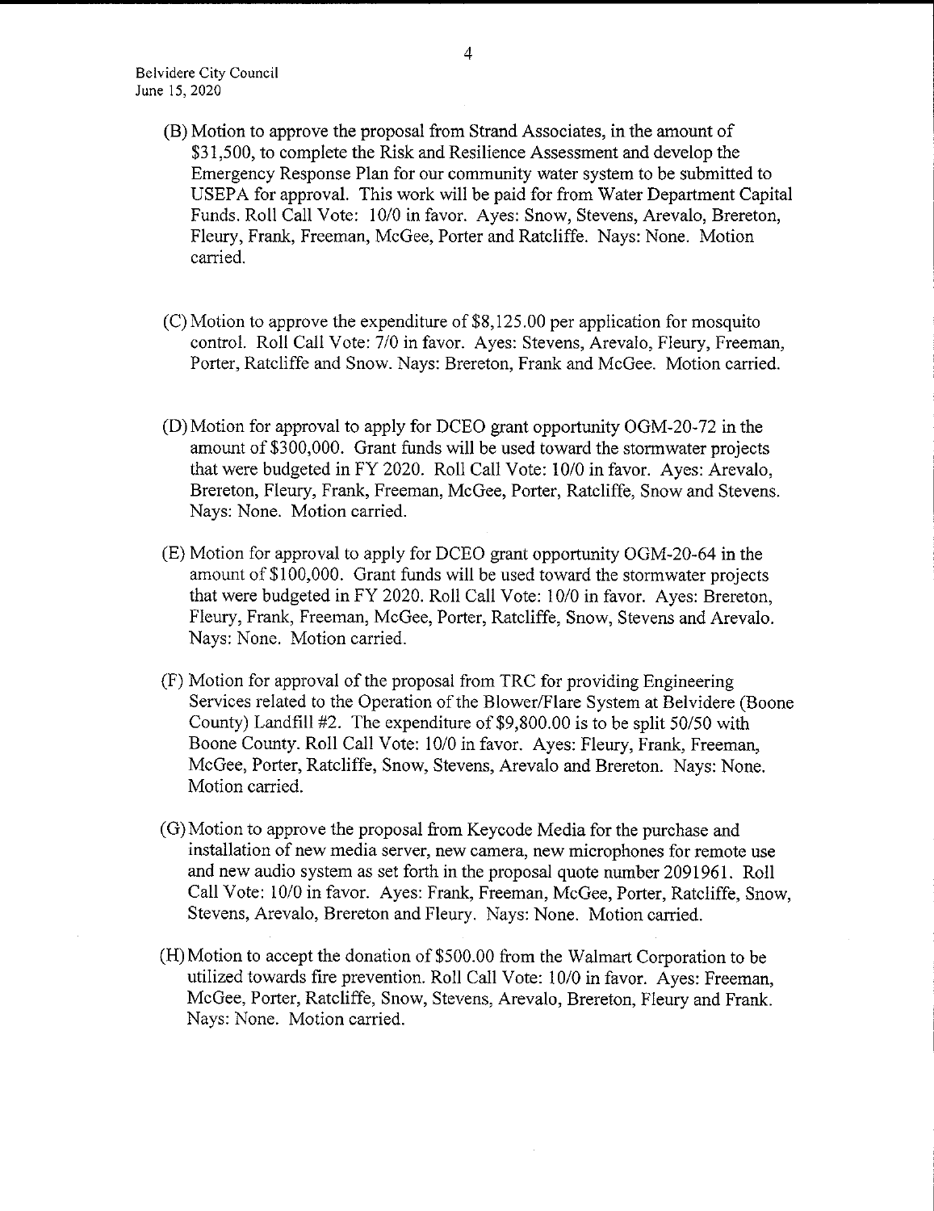(B) Motion to approve the proposal from Strand Associates, in the amount of $31,500, to complete the Risk and Resilience Assessment and develop the Emergency Response Plan for our community water system to be submitted to USEPA for approval. This work will be paid for from Water Department Capital Funds. Roll Call Vote: 10/0 in favor. Ayes: Snow, Stevens, Arevalo, Brereton, Fleury, Frank, Freeman, McGee, Porter and Ratcliffe. Nays: None. Motion carried.

(C) Motion to approve the expenditure of $8,125.00 per application for mosquito control. Roll Call Vote: 7/0 in favor. Ayes: Stevens, Arevalo, Fleury, Freeman, Porter, Ratcliffe and Snow. Nays: Brereton, Frank and McGee. Motion carried.

(D) Motion for approval to apply for DCEO grant opportunity OGM-20-72 in the amount of $300,000. Grant funds will be used toward the stormwater projects that were budgeted in FY 2020. Roll Call Vote: 10/0 in favor. Ayes: Arevalo, Brereton, Fleury, Frank, Freeman, McGee, Porter, Ratcliffe, Snow and Stevens. Nays: None. Motion carried.

(E) Motion for approval to apply for DCEO grant opportunity OGM-20-64 in the amount of $100,000. Grant funds will be used toward the stormwater projects that were budgeted in FY 2020. Roll Call Vote: 10/0 in favor. Ayes: Brereton, Fleury, Frank, Freeman, McGee, Porter, Ratcliffe, Snow, Stevens and Arevalo. Nays: None. Motion carried.

(F) Motion for approval of the proposal from TRC for providing Engineering Services related to the Operation of the Blower/Flare System at Belvidere (Boone County) Landfill #2. The expenditure of $9,800.00 is to be split 50/50 with Boone County. Roll Call Vote: 10/0 in favor. Ayes: Fleury, Frank, Freeman, McGee, Porter, Ratcliffe, Snow, Stevens, Arevalo and Brereton. Nays: None. Motion carried.

(G) Motion to approve the proposal from Keycode Media for the purchase and installation of new media server, new camera, new microphones for remote use and new audio system as set forth in the proposal quote number 2091961. Roll Call Vote: 10/0 in favor. Ayes: Frank, Freeman, McGee, Porter, Ratcliffe, Snow, Stevens, Arevalo, Brereton and Fleury. Nays: None. Motion carried.

(H) Motion to accept the donation of $500.00 from the Walmart Corporation to be utilized towards fire prevention. Roll Call Vote: 10/0 in favor. Ayes: Freeman, McGee, Porter, Ratcliffe, Snow, Stevens, Arevalo, Brereton, Fleury and Frank. Nays: None. Motion carried.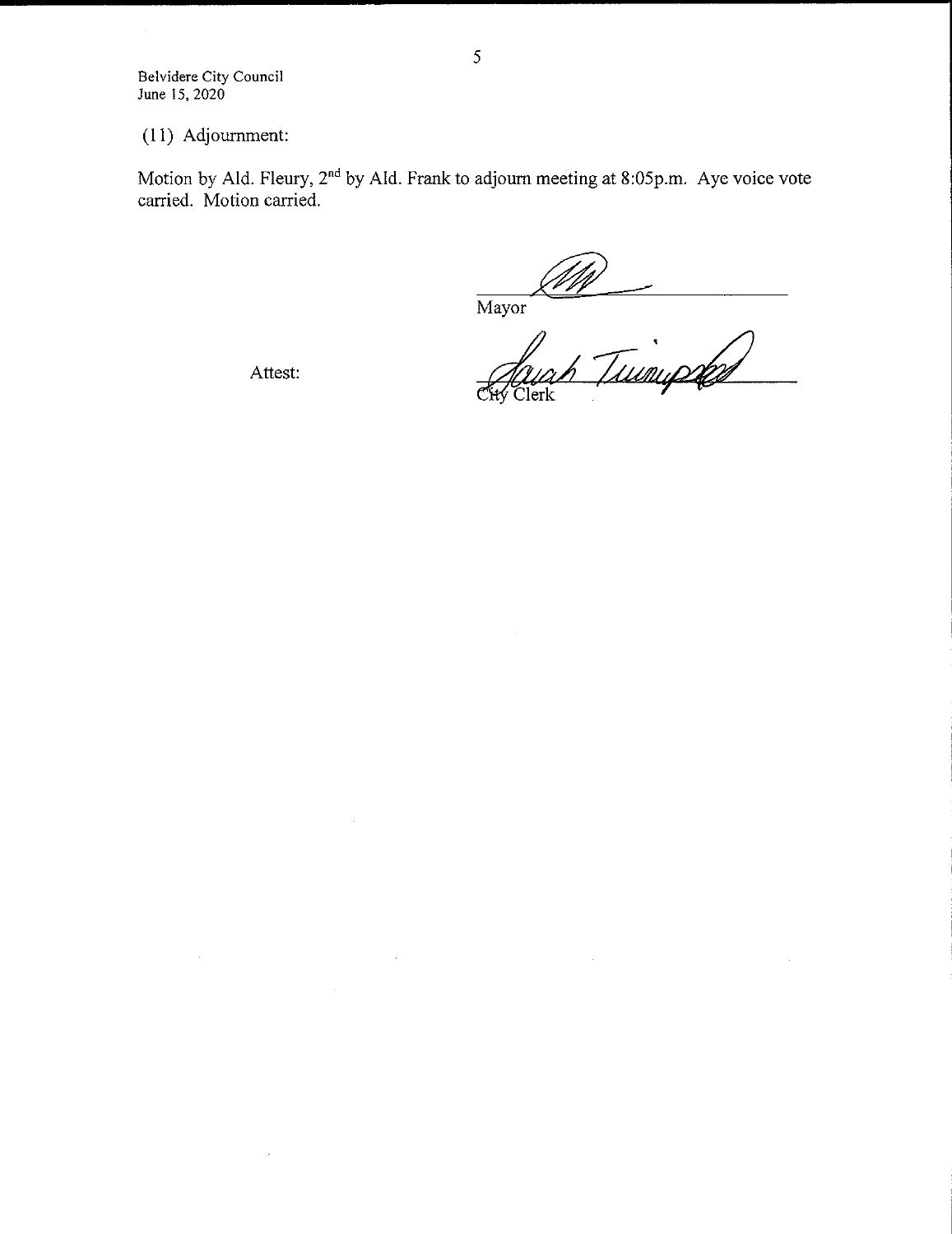Belvidere City Council
June 15, 2020

(11) Adjournment:

Motion by Ald. Fleury, 2nd by Ald. Frank to adjourn meeting at 8:05p.m. Aye voice vote carried. Motion carried.

Mayor

Attest:

City Clerk